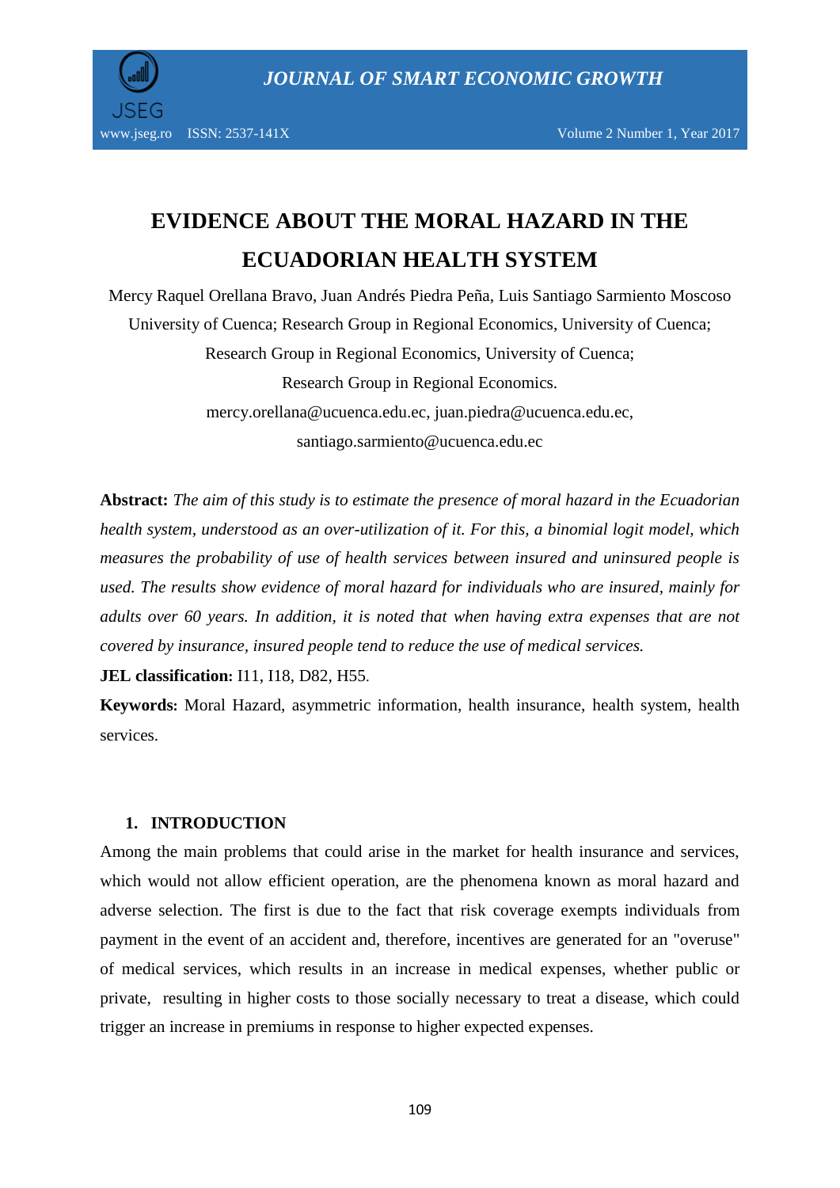# EVIDENCE ABOUT THE MORAL HAZARD IN THE ECUADORIAN HEALTH SYSTEM

Mercy Raquel Orellana Bravo, Juan Andrés Piedra Peña, Luis Santiago Sarmiento Moscoso

University of Cuenca; Research Group in Regional Economics, University of Cuenca;

Research Group in Regional Economics, University of Cuenca;

Research Group in Regional Economics.

mercy.orellana@ucuenca.edu.ec, juan.piedra@ucuenca.edu.ec,

santiago.sarmiento@ucuenca.edu.ec

**Abstract:** *The aim of this study is to estimate the presence of moral hazard in the Ecuadorian health system, understood as an over-utilization of it. For this, a binomial logit model, which measures the probability of use of health services between insured and uninsured people is used. The results show evidence of moral hazard for individuals who are insured, mainly for adults over 60 years. In addition, it is noted that when having extra expenses that are not covered by insurance, insured people tend to reduce the use of medical services.*

**JEL classification:** I11, I18, D82, H55.

**Keywords:** Moral Hazard, asymmetric information, health insurance, health system, health services.

## 1. INTRODUCTION

Among the main problems that could arise in the market for health insurance and services, which would not allow efficient operation, are the phenomena known as moral hazard and adverse selection. The first is due to the fact that risk coverage exempts individuals from payment in the event of an accident and, therefore, incentives are generated for an "overuse" of medical services, which results in an increase in medical expenses, whether public or private, resulting in higher costs to those socially necessary to treat a disease, which could trigger an increase in premiums in response to higher expected expenses.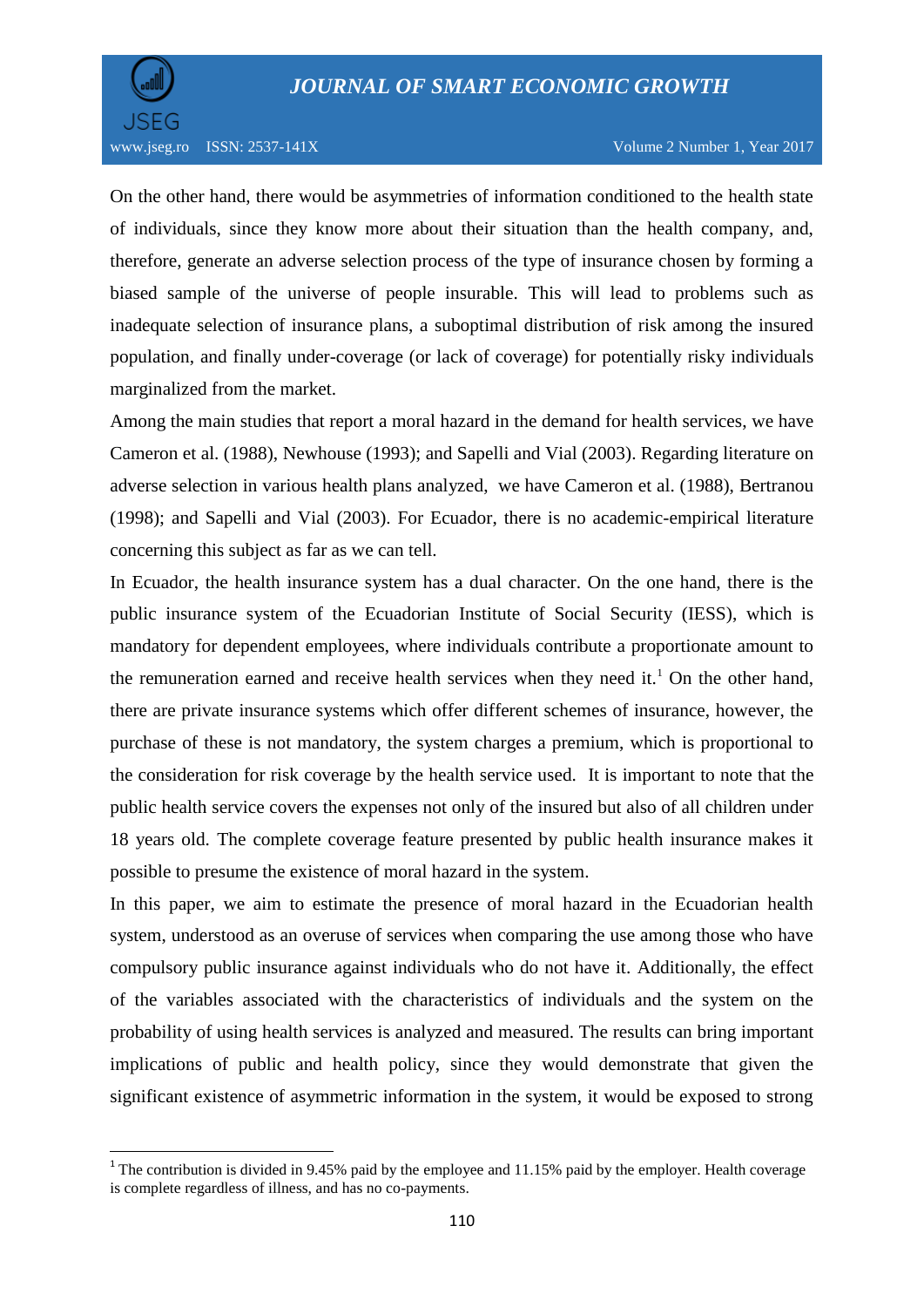On the other hand, there would be asymmetries of information conditioned to the health state of individuals, since they know more about their situation than the health company, and, therefore, generate an adverse selection process of the type of insurance chosen by forming a biased sample of the universe of people insurable. This will lead to problems such as inadequate selection of insurance plans, a suboptimal distribution of risk among the insured population, and finally under-coverage (or lack of coverage) for potentially risky individuals marginalized from the market.

Among the main studies that report a moral hazard in the demand for health services, we have Cameron et al. (1988), Newhouse (1993); and Sapelli and Vial (2003). Regarding literature on adverse selection in various health plans analyzed, we have Cameron et al. (1988), Bertranou (1998); and Sapelli and Vial (2003). For Ecuador, there is no academic-empirical literature concerning this subject as far as we can tell.

In Ecuador, the health insurance system has a dual character. On the one hand, there is the public insurance system of the Ecuadorian Institute of Social Security (IESS), which is mandatory for dependent employees, where individuals contribute a proportionate amount to the remuneration earned and receive health services when they need it.[1] On the other hand, there are private insurance systems which offer different schemes of insurance, however, the purchase of these is not mandatory, the system charges a premium, which is proportional to the consideration for risk coverage by the health service used. It is important to note that the public health service covers the expenses not only of the insured but also of all children under 18 years old. The complete coverage feature presented by public health insurance makes it possible to presume the existence of moral hazard in the system.

In this paper, we aim to estimate the presence of moral hazard in the Ecuadorian health system, understood as an overuse of services when comparing the use among those who have compulsory public insurance against individuals who do not have it. Additionally, the effect of the variables associated with the characteristics of individuals and the system on the probability of using health services is analyzed and measured. The results can bring important implications of public and health policy, since they would demonstrate that given the significant existence of asymmetric information in the system, it would be exposed to strong

[1] The contribution is divided in 9.45% paid by the employee and 11.15% paid by the employer. Health coverage is complete regardless of illness, and has no co-payments.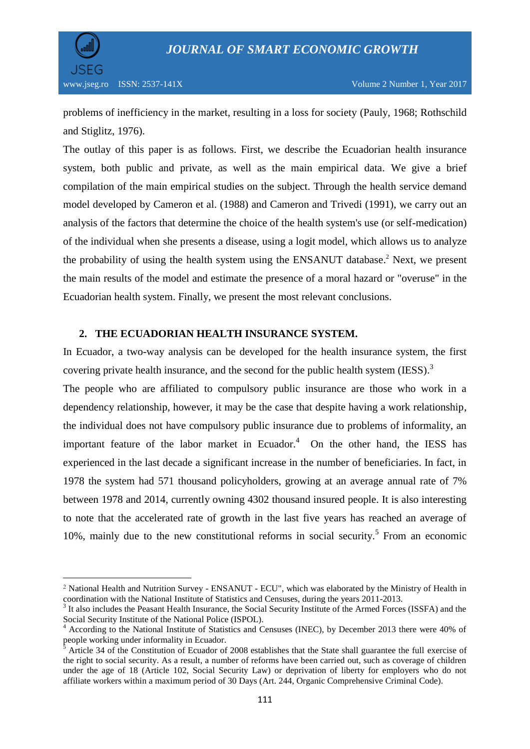problems of inefficiency in the market, resulting in a loss for society (Pauly, 1968; Rothschild and Stiglitz, 1976).

The outlay of this paper is as follows. First, we describe the Ecuadorian health insurance system, both public and private, as well as the main empirical data. We give a brief compilation of the main empirical studies on the subject. Through the health service demand model developed by Cameron et al. (1988) and Cameron and Trivedi (1991), we carry out an analysis of the factors that determine the choice of the health system's use (or self-medication) of the individual when she presents a disease, using a logit model, which allows us to analyze the probability of using the health system using the ENSANUT database.[2] Next, we present the main results of the model and estimate the presence of a moral hazard or "overuse" in the Ecuadorian health system. Finally, we present the most relevant conclusions.

## 2. THE ECUADORIAN HEALTH INSURANCE SYSTEM.

In Ecuador, a two-way analysis can be developed for the health insurance system, the first covering private health insurance, and the second for the public health system (IESS).[3]

The people who are affiliated to compulsory public insurance are those who work in a dependency relationship, however, it may be the case that despite having a work relationship, the individual does not have compulsory public insurance due to problems of informality, an important feature of the labor market in Ecuador.[4] On the other hand, the IESS has experienced in the last decade a significant increase in the number of beneficiaries. In fact, in 1978 the system had 571 thousand policyholders, growing at an average annual rate of 7% between 1978 and 2014, currently owning 4302 thousand insured people. It is also interesting to note that the accelerated rate of growth in the last five years has reached an average of 10%, mainly due to the new constitutional reforms in social security.[5] From an economic

---

[2] National Health and Nutrition Survey - ENSANUT - ECU", which was elaborated by the Ministry of Health in coordination with the National Institute of Statistics and Censuses, during the years 2011-2013.

[3] It also includes the Peasant Health Insurance, the Social Security Institute of the Armed Forces (ISSFA) and the Social Security Institute of the National Police (ISPOL).

[4] According to the National Institute of Statistics and Censuses (INEC), by December 2013 there were 40% of people working under informality in Ecuador.

[5] Article 34 of the Constitution of Ecuador of 2008 establishes that the State shall guarantee the full exercise of the right to social security. As a result, a number of reforms have been carried out, such as coverage of children under the age of 18 (Article 102, Social Security Law) or deprivation of liberty for employers who do not affiliate workers within a maximum period of 30 Days (Art. 244, Organic Comprehensive Criminal Code).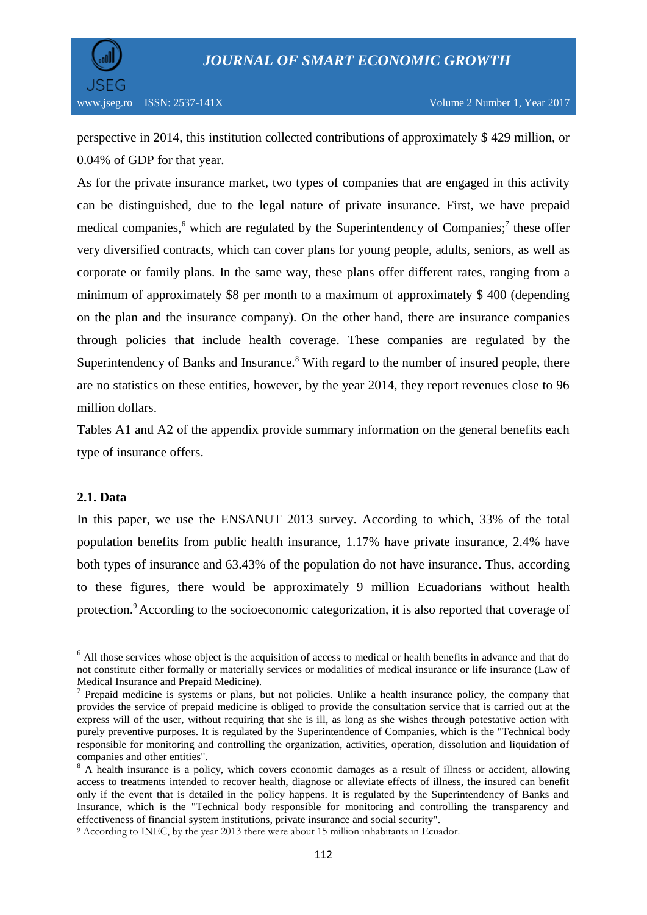perspective in 2014, this institution collected contributions of approximately $ 429 million, or 0.04% of GDP for that year.

As for the private insurance market, two types of companies that are engaged in this activity can be distinguished, due to the legal nature of private insurance. First, we have prepaid medical companies,[6] which are regulated by the Superintendency of Companies;[7] these offer very diversified contracts, which can cover plans for young people, adults, seniors, as well as corporate or family plans. In the same way, these plans offer different rates, ranging from a minimum of approximately $8 per month to a maximum of approximately $ 400 (depending on the plan and the insurance company). On the other hand, there are insurance companies through policies that include health coverage. These companies are regulated by the Superintendency of Banks and Insurance.[8] With regard to the number of insured people, there are no statistics on these entities, however, by the year 2014, they report revenues close to 96 million dollars.

Tables A1 and A2 of the appendix provide summary information on the general benefits each type of insurance offers.

### 2.1. Data

In this paper, we use the ENSANUT 2013 survey. According to which, 33% of the total population benefits from public health insurance, 1.17% have private insurance, 2.4% have both types of insurance and 63.43% of the population do not have insurance. Thus, according to these figures, there would be approximately 9 million Ecuadorians without health protection.[9] According to the socioeconomic categorization, it is also reported that coverage of

---

[6] All those services whose object is the acquisition of access to medical or health benefits in advance and that do not constitute either formally or materially services or modalities of medical insurance or life insurance (Law of Medical Insurance and Prepaid Medicine).

[7] Prepaid medicine is systems or plans, but not policies. Unlike a health insurance policy, the company that provides the service of prepaid medicine is obliged to provide the consultation service that is carried out at the express will of the user, without requiring that she is ill, as long as she wishes through potestative action with purely preventive purposes. It is regulated by the Superintendence of Companies, which is the "Technical body responsible for monitoring and controlling the organization, activities, operation, dissolution and liquidation of companies and other entities".

[8] A health insurance is a policy, which covers economic damages as a result of illness or accident, allowing access to treatments intended to recover health, diagnose or alleviate effects of illness, the insured can benefit only if the event that is detailed in the policy happens. It is regulated by the Superintendency of Banks and Insurance, which is the "Technical body responsible for monitoring and controlling the transparency and effectiveness of financial system institutions, private insurance and social security".

[9] According to INEC, by the year 2013 there were about 15 million inhabitants in Ecuador.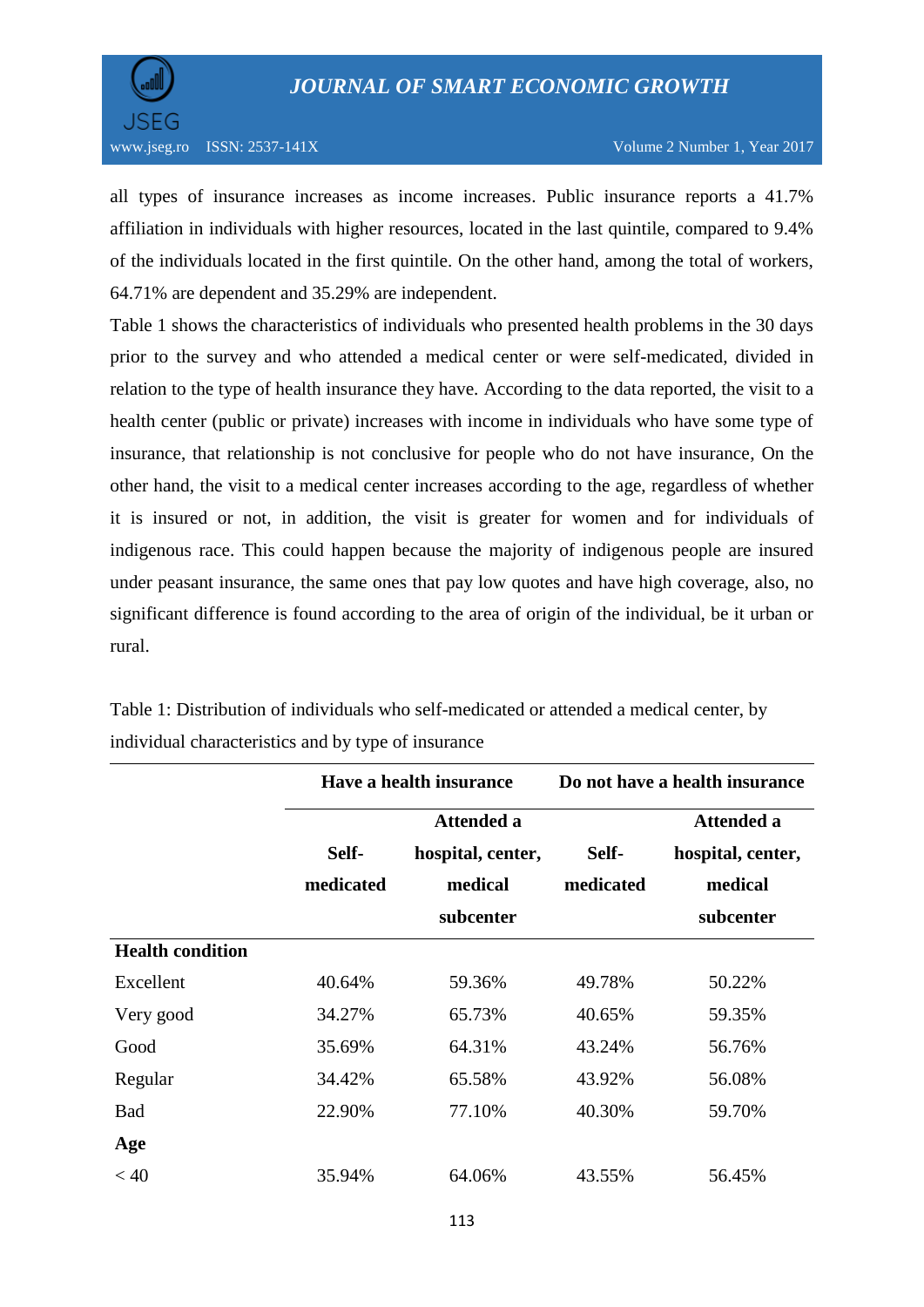all types of insurance increases as income increases. Public insurance reports a 41.7% affiliation in individuals with higher resources, located in the last quintile, compared to 9.4% of the individuals located in the first quintile. On the other hand, among the total of workers, 64.71% are dependent and 35.29% are independent.

Table 1 shows the characteristics of individuals who presented health problems in the 30 days prior to the survey and who attended a medical center or were self-medicated, divided in relation to the type of health insurance they have. According to the data reported, the visit to a health center (public or private) increases with income in individuals who have some type of insurance, that relationship is not conclusive for people who do not have insurance, On the other hand, the visit to a medical center increases according to the age, regardless of whether it is insured or not, in addition, the visit is greater for women and for individuals of indigenous race. This could happen because the majority of indigenous people are insured under peasant insurance, the same ones that pay low quotes and have high coverage, also, no significant difference is found according to the area of origin of the individual, be it urban or rural.

Table 1: Distribution of individuals who self-medicated or attended a medical center, by individual characteristics and by type of insurance

| | **Have a health insurance** | | **Do not have a health insurance** | |
|---|---|---|---|---|
| | **Self-medicated** | **Attended a hospital, center, medical subcenter** | **Self-medicated** | **Attended a hospital, center, medical subcenter** |
| **Health condition** | | | | |
| Excellent | 40.64% | 59.36% | 49.78% | 50.22% |
| Very good | 34.27% | 65.73% | 40.65% | 59.35% |
| Good | 35.69% | 64.31% | 43.24% | 56.76% |
| Regular | 34.42% | 65.58% | 43.92% | 56.08% |
| Bad | 22.90% | 77.10% | 40.30% | 59.70% |
| **Age** | | | | |
| < 40 | 35.94% | 64.06% | 43.55% | 56.45% |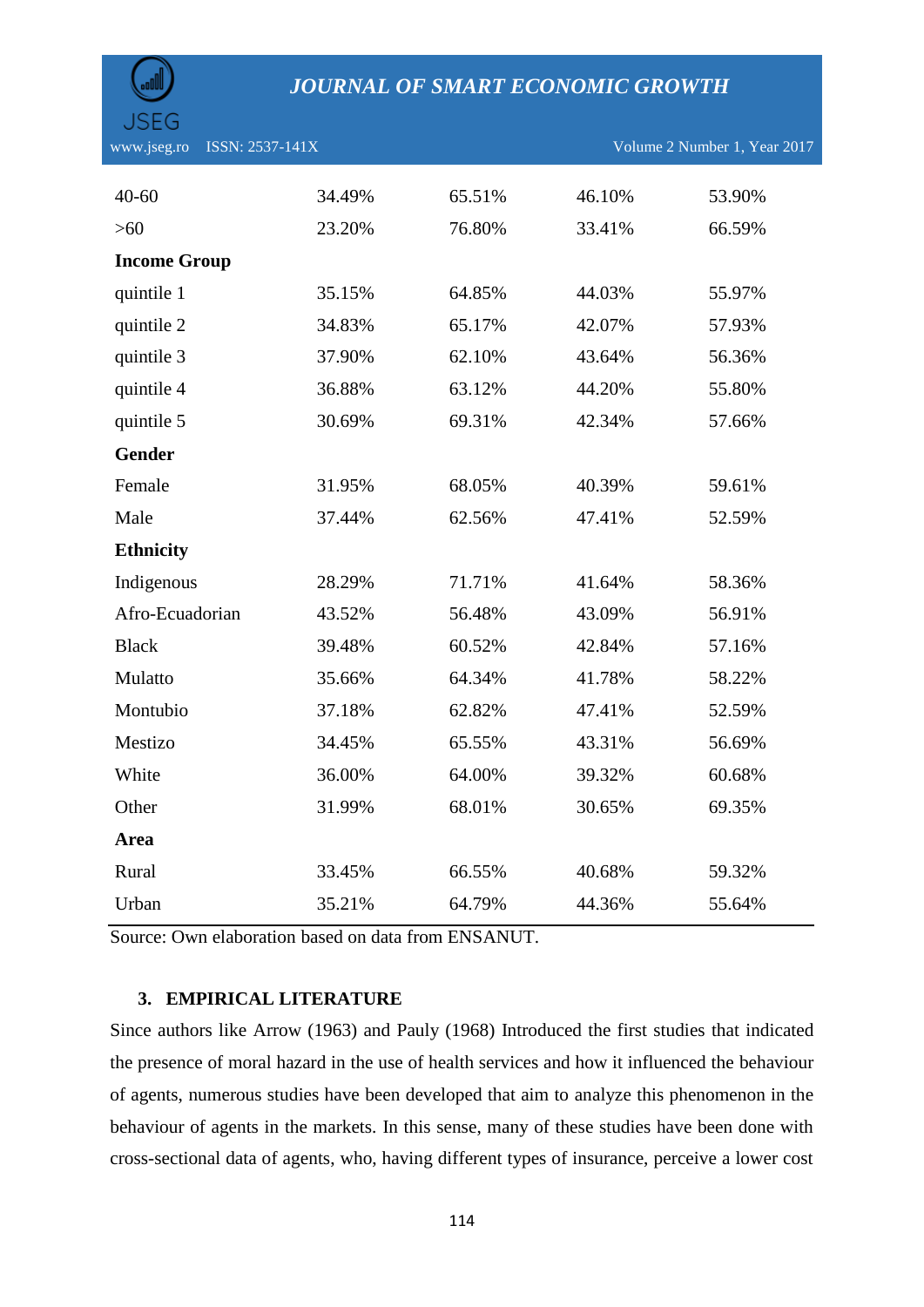| | | | | |
|---|---|---|---|---|
| 40-60 | 34.49% | 65.51% | 46.10% | 53.90% |
| >60 | 23.20% | 76.80% | 33.41% | 66.59% |
| **Income Group** | | | | |
| quintile 1 | 35.15% | 64.85% | 44.03% | 55.97% |
| quintile 2 | 34.83% | 65.17% | 42.07% | 57.93% |
| quintile 3 | 37.90% | 62.10% | 43.64% | 56.36% |
| quintile 4 | 36.88% | 63.12% | 44.20% | 55.80% |
| quintile 5 | 30.69% | 69.31% | 42.34% | 57.66% |
| **Gender** | | | | |
| Female | 31.95% | 68.05% | 40.39% | 59.61% |
| Male | 37.44% | 62.56% | 47.41% | 52.59% |
| **Ethnicity** | | | | |
| Indigenous | 28.29% | 71.71% | 41.64% | 58.36% |
| Afro-Ecuadorian | 43.52% | 56.48% | 43.09% | 56.91% |
| Black | 39.48% | 60.52% | 42.84% | 57.16% |
| Mulatto | 35.66% | 64.34% | 41.78% | 58.22% |
| Montubio | 37.18% | 62.82% | 47.41% | 52.59% |
| Mestizo | 34.45% | 65.55% | 43.31% | 56.69% |
| White | 36.00% | 64.00% | 39.32% | 60.68% |
| Other | 31.99% | 68.01% | 30.65% | 69.35% |
| **Area** | | | | |
| Rural | 33.45% | 66.55% | 40.68% | 59.32% |
| Urban | 35.21% | 64.79% | 44.36% | 55.64% |

Source: Own elaboration based on data from ENSANUT.

## 3. EMPIRICAL LITERATURE

Since authors like Arrow (1963) and Pauly (1968) Introduced the first studies that indicated the presence of moral hazard in the use of health services and how it influenced the behaviour of agents, numerous studies have been developed that aim to analyze this phenomenon in the behaviour of agents in the markets. In this sense, many of these studies have been done with cross-sectional data of agents, who, having different types of insurance, perceive a lower cost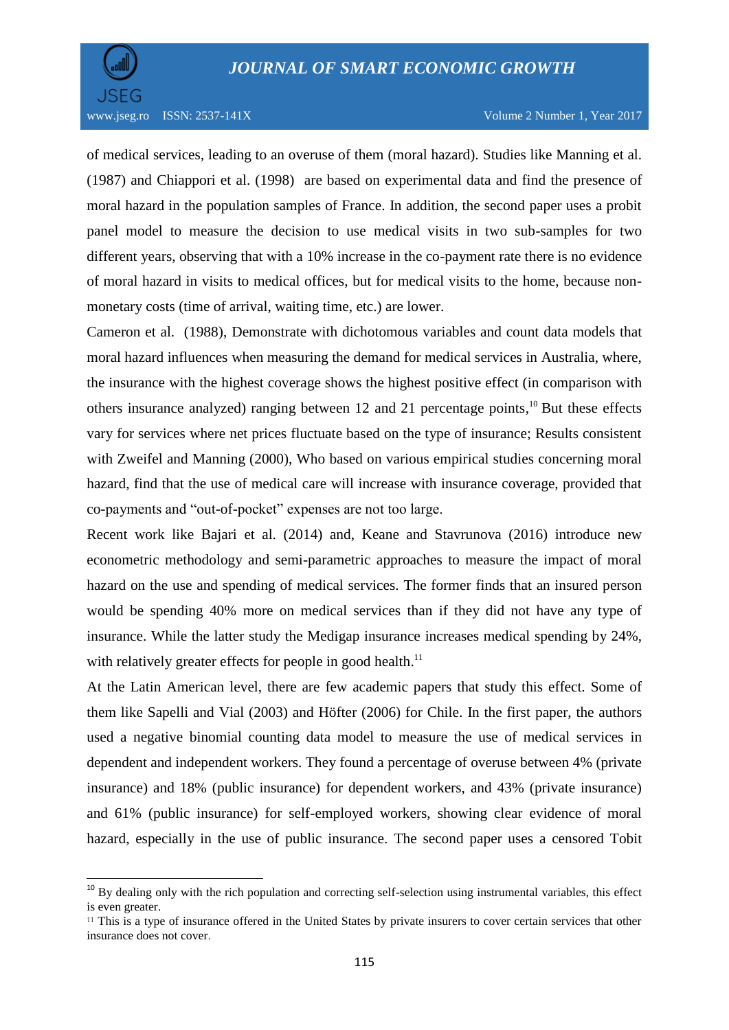of medical services, leading to an overuse of them (moral hazard). Studies like Manning et al. (1987) and Chiappori et al. (1998) are based on experimental data and find the presence of moral hazard in the population samples of France. In addition, the second paper uses a probit panel model to measure the decision to use medical visits in two sub-samples for two different years, observing that with a 10% increase in the co-payment rate there is no evidence of moral hazard in visits to medical offices, but for medical visits to the home, because non-monetary costs (time of arrival, waiting time, etc.) are lower.

Cameron et al. (1988), Demonstrate with dichotomous variables and count data models that moral hazard influences when measuring the demand for medical services in Australia, where, the insurance with the highest coverage shows the highest positive effect (in comparison with others insurance analyzed) ranging between 12 and 21 percentage points,[10] But these effects vary for services where net prices fluctuate based on the type of insurance; Results consistent with Zweifel and Manning (2000), Who based on various empirical studies concerning moral hazard, find that the use of medical care will increase with insurance coverage, provided that co-payments and "out-of-pocket" expenses are not too large.

Recent work like Bajari et al. (2014) and, Keane and Stavrunova (2016) introduce new econometric methodology and semi-parametric approaches to measure the impact of moral hazard on the use and spending of medical services. The former finds that an insured person would be spending 40% more on medical services than if they did not have any type of insurance. While the latter study the Medigap insurance increases medical spending by 24%, with relatively greater effects for people in good health.[11]

At the Latin American level, there are few academic papers that study this effect. Some of them like Sapelli and Vial (2003) and Höfter (2006) for Chile. In the first paper, the authors used a negative binomial counting data model to measure the use of medical services in dependent and independent workers. They found a percentage of overuse between 4% (private insurance) and 18% (public insurance) for dependent workers, and 43% (private insurance) and 61% (public insurance) for self-employed workers, showing clear evidence of moral hazard, especially in the use of public insurance. The second paper uses a censored Tobit

---

[10] By dealing only with the rich population and correcting self-selection using instrumental variables, this effect is even greater.

[11] This is a type of insurance offered in the United States by private insurers to cover certain services that other insurance does not cover.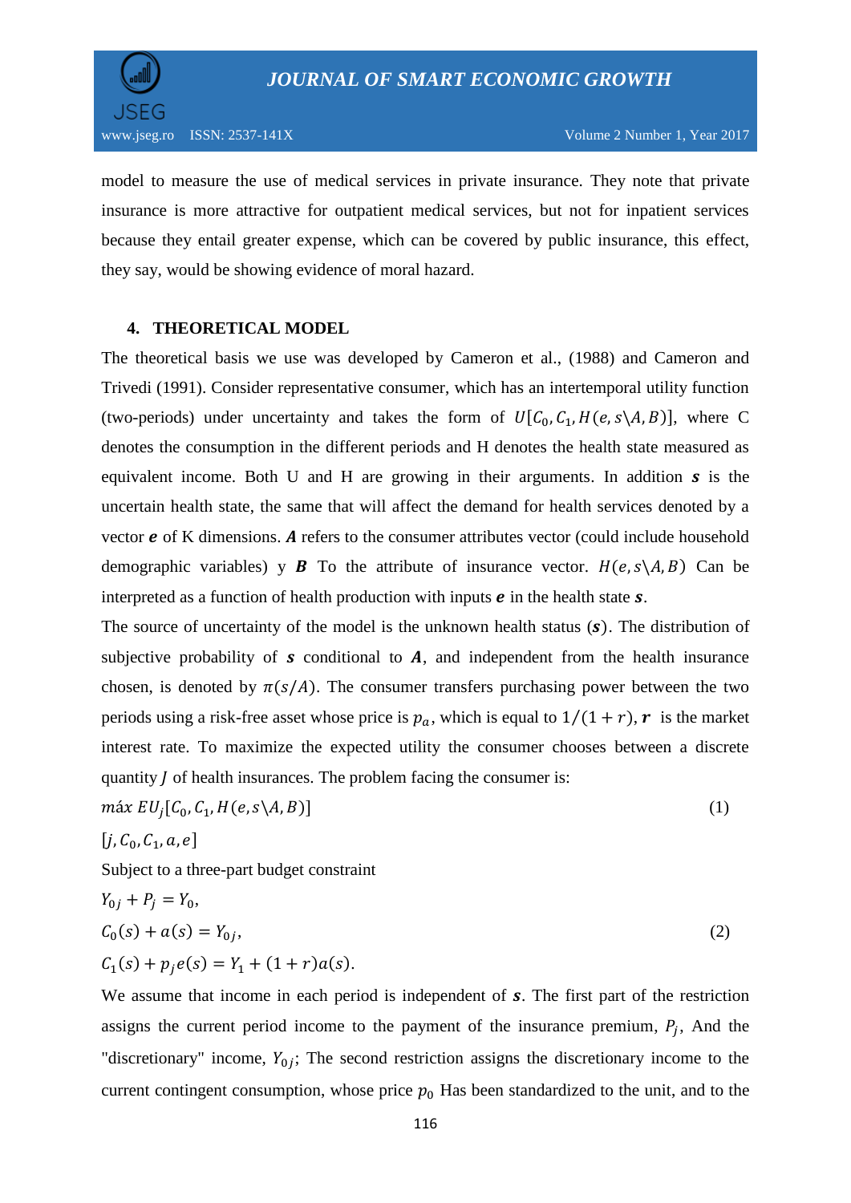model to measure the use of medical services in private insurance. They note that private insurance is more attractive for outpatient medical services, but not for inpatient services because they entail greater expense, which can be covered by public insurance, this effect, they say, would be showing evidence of moral hazard.

## 4. THEORETICAL MODEL

The theoretical basis we use was developed by Cameron et al., (1988) and Cameron and Trivedi (1991). Consider representative consumer, which has an intertemporal utility function (two-periods) under uncertainty and takes the form of $U[C_0, C_1, H(e, s \backslash A, B)]$, where C denotes the consumption in the different periods and H denotes the health state measured as equivalent income. Both U and H are growing in their arguments. In addition $\boldsymbol{s}$ is the uncertain health state, the same that will affect the demand for health services denoted by a vector $\boldsymbol{e}$ of K dimensions. $\boldsymbol{A}$ refers to the consumer attributes vector (could include household demographic variables) y $\boldsymbol{B}$ To the attribute of insurance vector. $H(e, s \backslash A, B)$ Can be interpreted as a function of health production with inputs $\boldsymbol{e}$ in the health state $\boldsymbol{s}$.

The source of uncertainty of the model is the unknown health status ($\boldsymbol{s}$). The distribution of subjective probability of $\boldsymbol{s}$ conditional to $\boldsymbol{A}$, and independent from the health insurance chosen, is denoted by $\pi(s/A)$. The consumer transfers purchasing power between the two periods using a risk-free asset whose price is $p_a$, which is equal to $1/(1+r)$, $\boldsymbol{r}$ is the market interest rate. To maximize the expected utility the consumer chooses between a discrete quantity $J$ of health insurances. The problem facing the consumer is:

$$\underset{[j, C_0, C_1, a, e]}{\text{máx}}\ EU_j[C_0, C_1, H(e, s \backslash A, B)] \qquad (1)$$

Subject to a three-part budget constraint

$$\begin{aligned} Y_{0j} + P_j &= Y_0, \\ C_0(s) + a(s) &= Y_{0j}, \\ C_1(s) + p_j e(s) &= Y_1 + (1+r)a(s). \end{aligned} \qquad (2)$$

We assume that income in each period is independent of $\boldsymbol{s}$. The first part of the restriction assigns the current period income to the payment of the insurance premium, $P_j$, And the "discretionary" income, $Y_{0j}$; The second restriction assigns the discretionary income to the current contingent consumption, whose price $p_0$ Has been standardized to the unit, and to the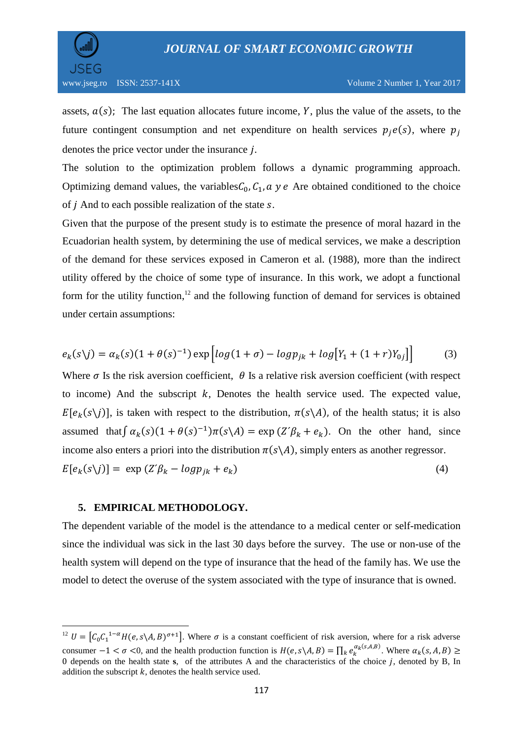assets, $a(s)$; The last equation allocates future income, $Y$, plus the value of the assets, to the future contingent consumption and net expenditure on health services $p_j e(s)$, where $p_j$ denotes the price vector under the insurance $j$.

The solution to the optimization problem follows a dynamic programming approach. Optimizing demand values, the variables$C_0, C_1, a\ y\ e$ Are obtained conditioned to the choice of $j$ And to each possible realization of the state $s$.

Given that the purpose of the present study is to estimate the presence of moral hazard in the Ecuadorian health system, by determining the use of medical services, we make a description of the demand for these services exposed in Cameron et al. (1988), more than the indirect utility offered by the choice of some type of insurance. In this work, we adopt a functional form for the utility function,[12] and the following function of demand for services is obtained under certain assumptions:

$$e_k(s\backslash j) = \alpha_k(s)(1+\theta(s)^{-1})\exp\left[log(1+\sigma) - log p_{jk} + log\left[Y_1 + (1+r)Y_{0j}\right]\right] \qquad (3)$$

Where $\sigma$ Is the risk aversion coefficient, $\theta$ Is a relative risk aversion coefficient (with respect to income) And the subscript $k$, Denotes the health service used. The expected value, $E[e_k(s\backslash j)]$, is taken with respect to the distribution, $\pi(s\backslash A)$, of the health status; it is also assumed that$\int \alpha_k(s)(1+\theta(s)^{-1})\pi(s\backslash A) = \exp\left(Z'\beta_k + e_k\right)$. On the other hand, since income also enters a priori into the distribution $\pi(s\backslash A)$, simply enters as another regressor.

$$E[e_k(s\backslash j)] = \exp\left(Z'\beta_k - log p_{jk} + e_k\right) \qquad (4)$$

## 5. EMPIRICAL METHODOLOGY.

The dependent variable of the model is the attendance to a medical center or self-medication since the individual was sick in the last 30 days before the survey. The use or non-use of the health system will depend on the type of insurance that the head of the family has. We use the model to detect the overuse of the system associated with the type of insurance that is owned.

---

[12] $U = \left[C_0 C_1^{\,1-\alpha} H(e, s\backslash A, B)^{\sigma+1}\right]$. Where $\sigma$ is a constant coefficient of risk aversion, where for a risk adverse consumer $-1 < \sigma < 0$, and the health production function is $H(e, s\backslash A, B) = \prod_k e_k^{\alpha_k(s,A,B)}$. Where $\alpha_k(s, A, B) \geq 0$ depends on the health state **s**, of the attributes A and the characteristics of the choice $j$, denoted by B, In addition the subscript $k$, denotes the health service used.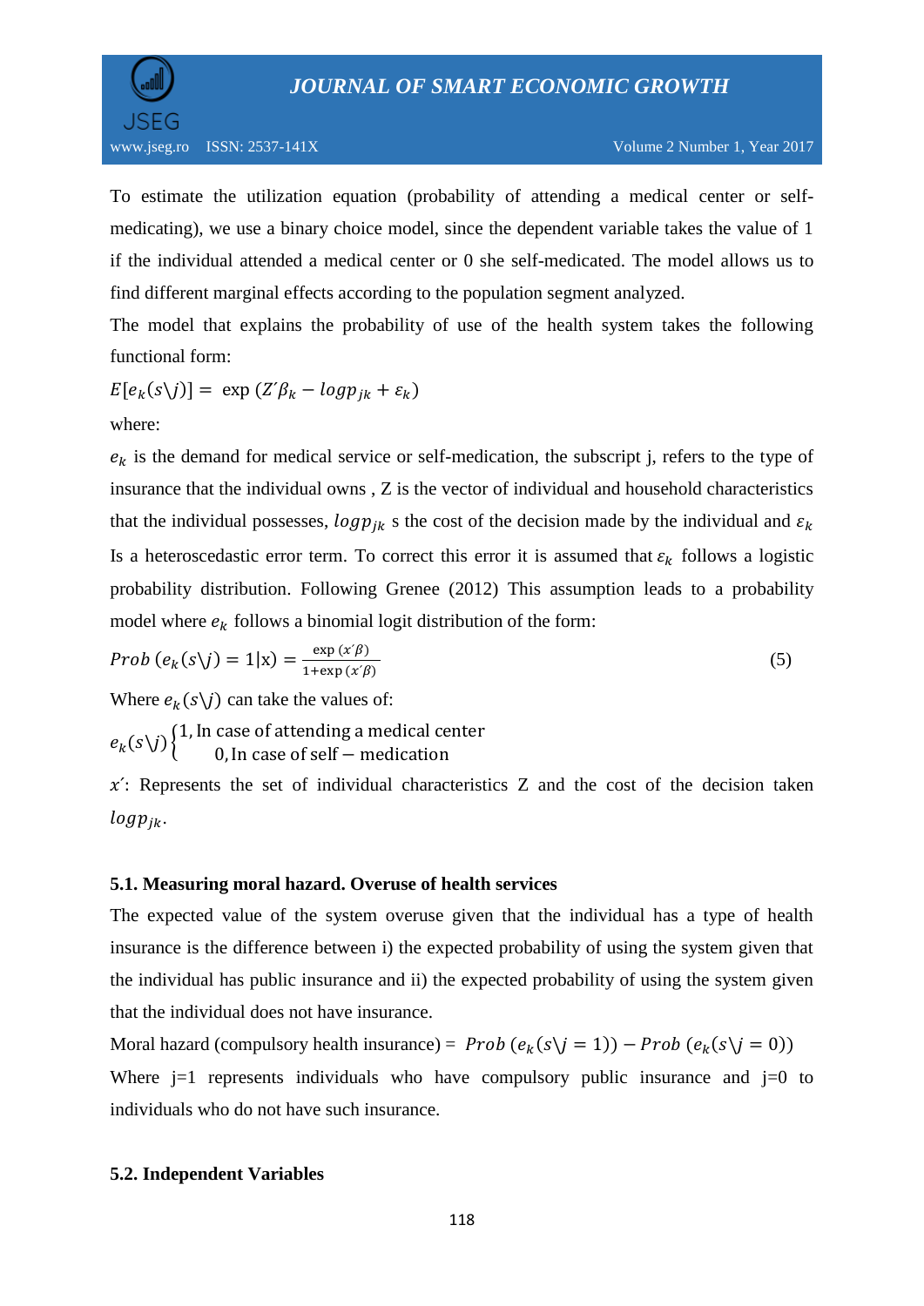To estimate the utilization equation (probability of attending a medical center or self-medicating), we use a binary choice model, since the dependent variable takes the value of 1 if the individual attended a medical center or 0 she self-medicated. The model allows us to find different marginal effects according to the population segment analyzed.

The model that explains the probability of use of the health system takes the following functional form:

$$E[e_k(s\backslash j)] = \exp\,(Z'\beta_k - logp_{jk} + \varepsilon_k)$$

where:

$e_k$ is the demand for medical service or self-medication, the subscript j, refers to the type of insurance that the individual owns , Z is the vector of individual and household characteristics that the individual possesses, $logp_{jk}$ s the cost of the decision made by the individual and $\varepsilon_k$ Is a heteroscedastic error term. To correct this error it is assumed that $\varepsilon_k$ follows a logistic probability distribution. Following Grenee (2012) This assumption leads to a probability model where $e_k$ follows a binomial logit distribution of the form:

$$Prob\,(e_k(s\backslash j) = 1|\mathrm{x}) = \frac{\exp\,(x'\beta)}{1+\exp\,(x'\beta)} \tag{5}$$

Where $e_k(s\backslash j)$ can take the values of:

$$e_k(s\backslash j)\begin{cases} 1, \text{In case of attending a medical center} \\ \quad 0, \text{In case of self} - \text{medication} \end{cases}$$

$x'$: Represents the set of individual characteristics Z and the cost of the decision taken $logp_{jk}$.

### 5.1. Measuring moral hazard. Overuse of health services

The expected value of the system overuse given that the individual has a type of health insurance is the difference between i) the expected probability of using the system given that the individual has public insurance and ii) the expected probability of using the system given that the individual does not have insurance.

Moral hazard (compulsory health insurance) = $Prob\,(e_k(s\backslash j = 1)) - Prob\,(e_k(s\backslash j = 0))$

Where j=1 represents individuals who have compulsory public insurance and j=0 to individuals who do not have such insurance.

### 5.2. Independent Variables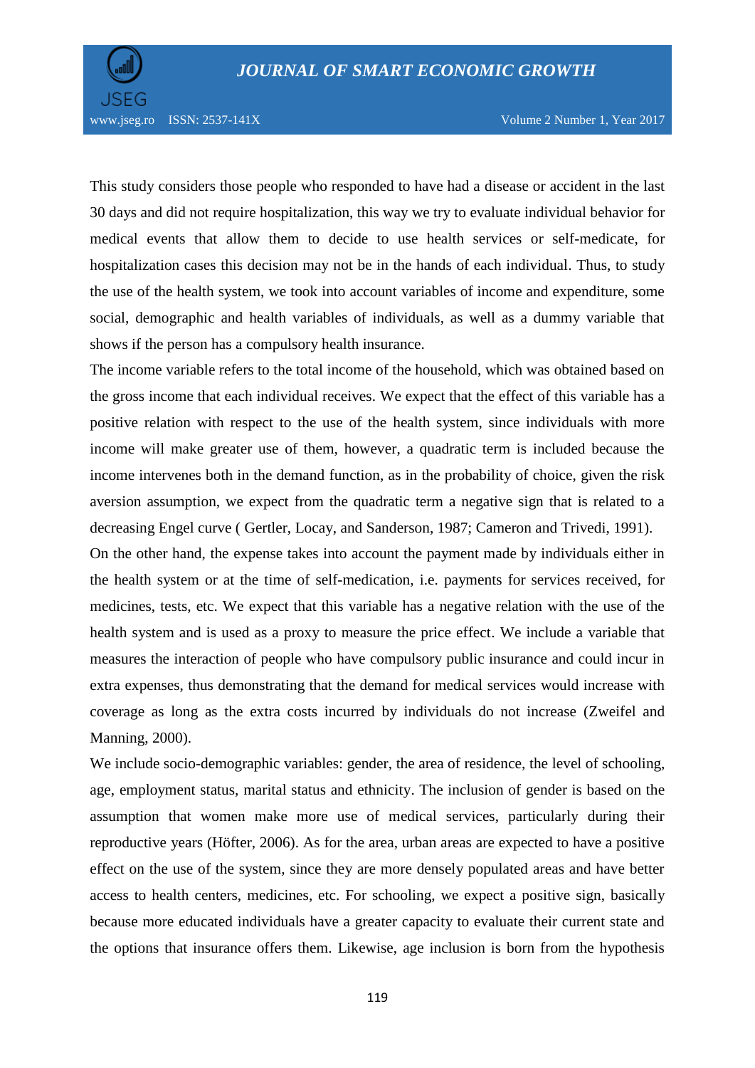This study considers those people who responded to have had a disease or accident in the last 30 days and did not require hospitalization, this way we try to evaluate individual behavior for medical events that allow them to decide to use health services or self-medicate, for hospitalization cases this decision may not be in the hands of each individual. Thus, to study the use of the health system, we took into account variables of income and expenditure, some social, demographic and health variables of individuals, as well as a dummy variable that shows if the person has a compulsory health insurance.

The income variable refers to the total income of the household, which was obtained based on the gross income that each individual receives. We expect that the effect of this variable has a positive relation with respect to the use of the health system, since individuals with more income will make greater use of them, however, a quadratic term is included because the income intervenes both in the demand function, as in the probability of choice, given the risk aversion assumption, we expect from the quadratic term a negative sign that is related to a decreasing Engel curve ( Gertler, Locay, and Sanderson, 1987; Cameron and Trivedi, 1991).

On the other hand, the expense takes into account the payment made by individuals either in the health system or at the time of self-medication, i.e. payments for services received, for medicines, tests, etc. We expect that this variable has a negative relation with the use of the health system and is used as a proxy to measure the price effect. We include a variable that measures the interaction of people who have compulsory public insurance and could incur in extra expenses, thus demonstrating that the demand for medical services would increase with coverage as long as the extra costs incurred by individuals do not increase (Zweifel and Manning, 2000).

We include socio-demographic variables: gender, the area of residence, the level of schooling, age, employment status, marital status and ethnicity. The inclusion of gender is based on the assumption that women make more use of medical services, particularly during their reproductive years (Höfter, 2006). As for the area, urban areas are expected to have a positive effect on the use of the system, since they are more densely populated areas and have better access to health centers, medicines, etc. For schooling, we expect a positive sign, basically because more educated individuals have a greater capacity to evaluate their current state and the options that insurance offers them. Likewise, age inclusion is born from the hypothesis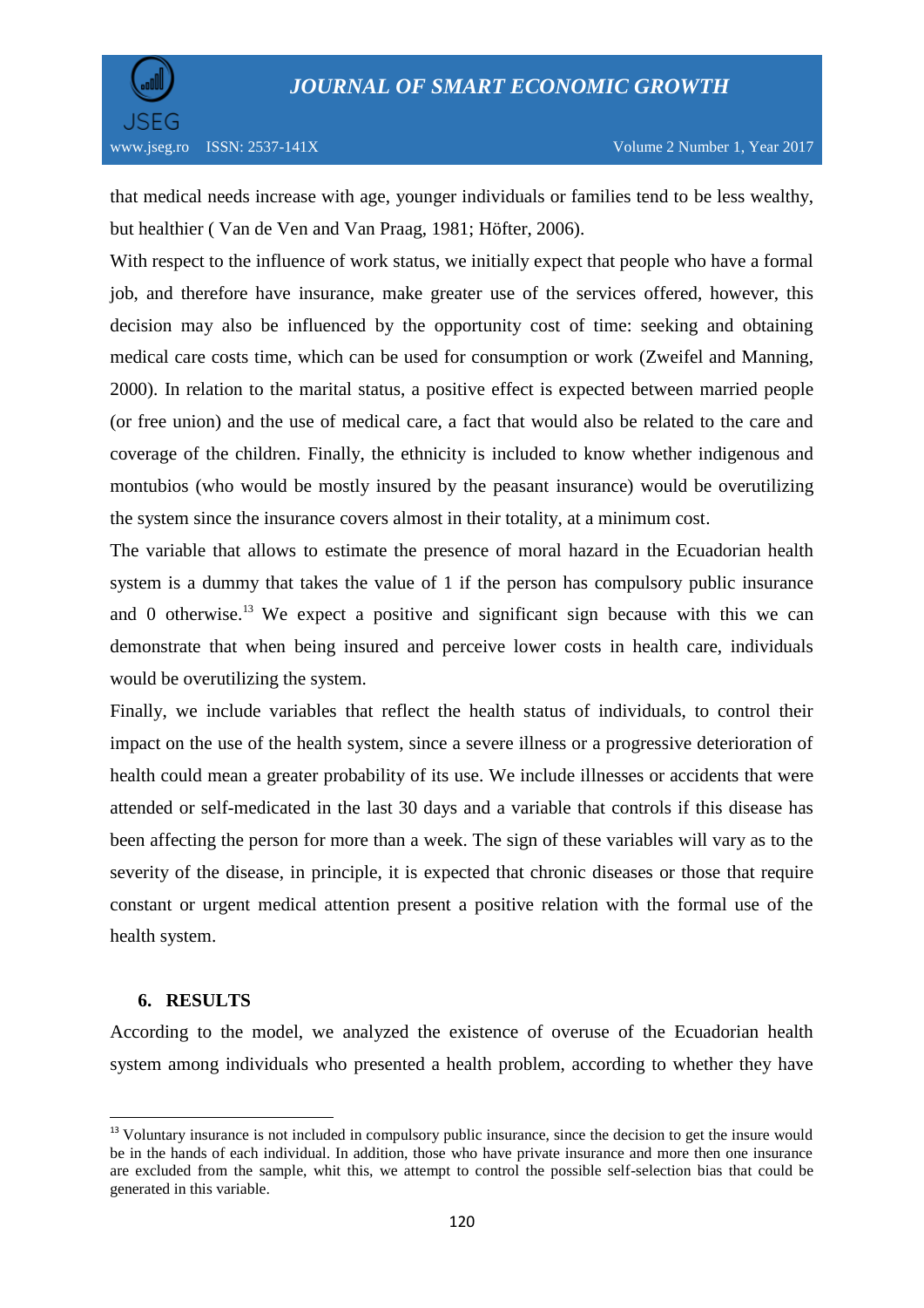that medical needs increase with age, younger individuals or families tend to be less wealthy, but healthier ( Van de Ven and Van Praag, 1981; Höfter, 2006).

With respect to the influence of work status, we initially expect that people who have a formal job, and therefore have insurance, make greater use of the services offered, however, this decision may also be influenced by the opportunity cost of time: seeking and obtaining medical care costs time, which can be used for consumption or work (Zweifel and Manning, 2000). In relation to the marital status, a positive effect is expected between married people (or free union) and the use of medical care, a fact that would also be related to the care and coverage of the children. Finally, the ethnicity is included to know whether indigenous and montubios (who would be mostly insured by the peasant insurance) would be overutilizing the system since the insurance covers almost in their totality, at a minimum cost.

The variable that allows to estimate the presence of moral hazard in the Ecuadorian health system is a dummy that takes the value of 1 if the person has compulsory public insurance and 0 otherwise.[13] We expect a positive and significant sign because with this we can demonstrate that when being insured and perceive lower costs in health care, individuals would be overutilizing the system.

Finally, we include variables that reflect the health status of individuals, to control their impact on the use of the health system, since a severe illness or a progressive deterioration of health could mean a greater probability of its use. We include illnesses or accidents that were attended or self-medicated in the last 30 days and a variable that controls if this disease has been affecting the person for more than a week. The sign of these variables will vary as to the severity of the disease, in principle, it is expected that chronic diseases or those that require constant or urgent medical attention present a positive relation with the formal use of the health system.

## 6. RESULTS

According to the model, we analyzed the existence of overuse of the Ecuadorian health system among individuals who presented a health problem, according to whether they have

---

[13] Voluntary insurance is not included in compulsory public insurance, since the decision to get the insure would be in the hands of each individual. In addition, those who have private insurance and more then one insurance are excluded from the sample, whit this, we attempt to control the possible self-selection bias that could be generated in this variable.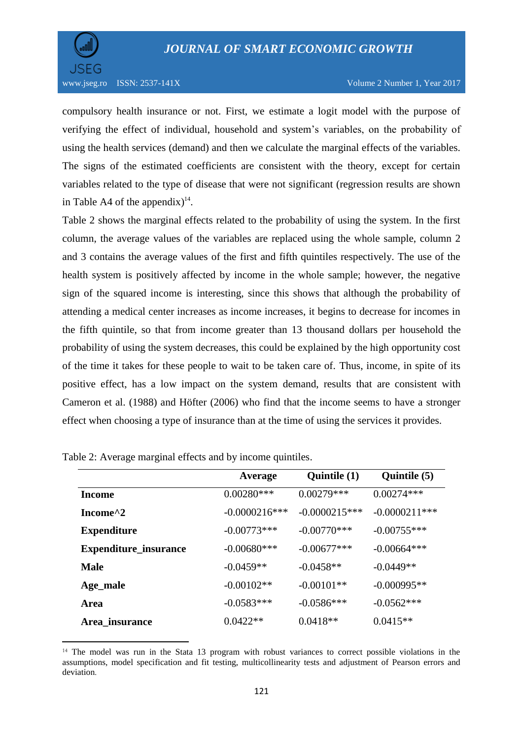compulsory health insurance or not. First, we estimate a logit model with the purpose of verifying the effect of individual, household and system's variables, on the probability of using the health services (demand) and then we calculate the marginal effects of the variables. The signs of the estimated coefficients are consistent with the theory, except for certain variables related to the type of disease that were not significant (regression results are shown in Table A4 of the appendix)[14].

Table 2 shows the marginal effects related to the probability of using the system. In the first column, the average values of the variables are replaced using the whole sample, column 2 and 3 contains the average values of the first and fifth quintiles respectively. The use of the health system is positively affected by income in the whole sample; however, the negative sign of the squared income is interesting, since this shows that although the probability of attending a medical center increases as income increases, it begins to decrease for incomes in the fifth quintile, so that from income greater than 13 thousand dollars per household the probability of using the system decreases, this could be explained by the high opportunity cost of the time it takes for these people to wait to be taken care of. Thus, income, in spite of its positive effect, has a low impact on the system demand, results that are consistent with Cameron et al. (1988) and Höfter (2006) who find that the income seems to have a stronger effect when choosing a type of insurance than at the time of using the services it provides.

Table 2: Average marginal effects and by income quintiles.

| | **Average** | **Quintile (1)** | **Quintile (5)** |
|---|---|---|---|
| **Income** | 0.00280*** | 0.00279*** | 0.00274*** |
| **Income^2** | -0.0000216*** | -0.0000215*** | -0.0000211*** |
| **Expenditure** | -0.00773*** | -0.00770*** | -0.00755*** |
| **Expenditure_insurance** | -0.00680*** | -0.00677*** | -0.00664*** |
| **Male** | -0.0459** | -0.0458** | -0.0449** |
| **Age_male** | -0.00102** | -0.00101** | -0.000995** |
| **Area** | -0.0583*** | -0.0586*** | -0.0562*** |
| **Area_insurance** | 0.0422** | 0.0418** | 0.0415** |

[14] The model was run in the Stata 13 program with robust variances to correct possible violations in the assumptions, model specification and fit testing, multicollinearity tests and adjustment of Pearson errors and deviation.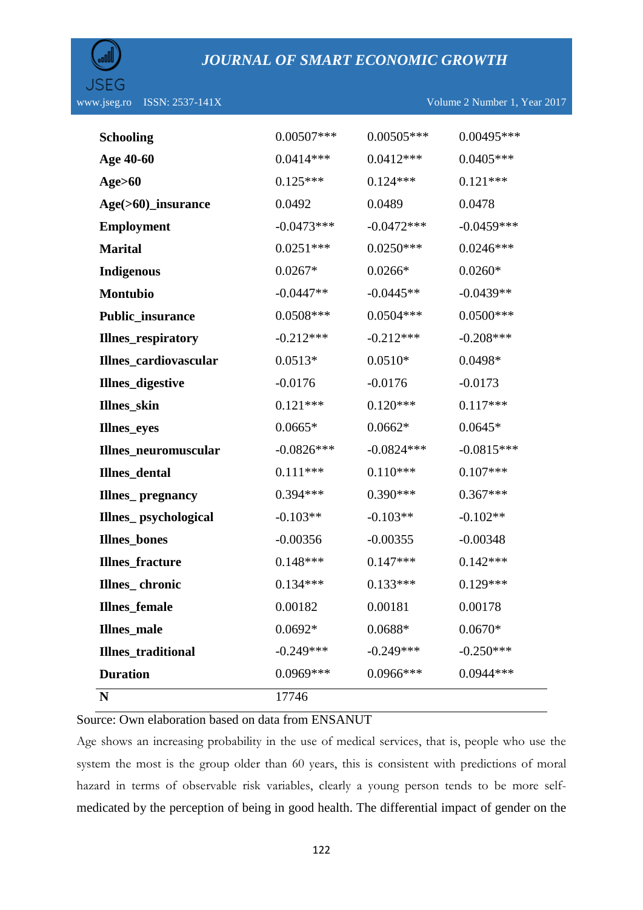| | | | |
|---|---|---|---|
| **Schooling** | 0.00507*** | 0.00505*** | 0.00495*** |
| **Age 40-60** | 0.0414*** | 0.0412*** | 0.0405*** |
| **Age>60** | 0.125*** | 0.124*** | 0.121*** |
| **Age(>60)_insurance** | 0.0492 | 0.0489 | 0.0478 |
| **Employment** | -0.0473*** | -0.0472*** | -0.0459*** |
| **Marital** | 0.0251*** | 0.0250*** | 0.0246*** |
| **Indigenous** | 0.0267* | 0.0266* | 0.0260* |
| **Montubio** | -0.0447** | -0.0445** | -0.0439** |
| **Public_insurance** | 0.0508*** | 0.0504*** | 0.0500*** |
| **Illnes_respiratory** | -0.212*** | -0.212*** | -0.208*** |
| **Illnes_cardiovascular** | 0.0513* | 0.0510* | 0.0498* |
| **Illnes_digestive** | -0.0176 | -0.0176 | -0.0173 |
| **Illnes_skin** | 0.121*** | 0.120*** | 0.117*** |
| **Illnes_eyes** | 0.0665* | 0.0662* | 0.0645* |
| **Illnes_neuromuscular** | -0.0826*** | -0.0824*** | -0.0815*** |
| **Illnes_dental** | 0.111*** | 0.110*** | 0.107*** |
| **Illnes_ pregnancy** | 0.394*** | 0.390*** | 0.367*** |
| **Illnes_ psychological** | -0.103** | -0.103** | -0.102** |
| **Illnes_bones** | -0.00356 | -0.00355 | -0.00348 |
| **Illnes_fracture** | 0.148*** | 0.147*** | 0.142*** |
| **Illnes_ chronic** | 0.134*** | 0.133*** | 0.129*** |
| **Illnes_female** | 0.00182 | 0.00181 | 0.00178 |
| **Illnes_male** | 0.0692* | 0.0688* | 0.0670* |
| **Illnes_traditional** | -0.249*** | -0.249*** | -0.250*** |
| **Duration** | 0.0969*** | 0.0966*** | 0.0944*** |
| **N** | 17746 | | |

Source: Own elaboration based on data from ENSANUT

Age shows an increasing probability in the use of medical services, that is, people who use the system the most is the group older than 60 years, this is consistent with predictions of moral hazard in terms of observable risk variables, clearly a young person tends to be more self-medicated by the perception of being in good health. The differential impact of gender on the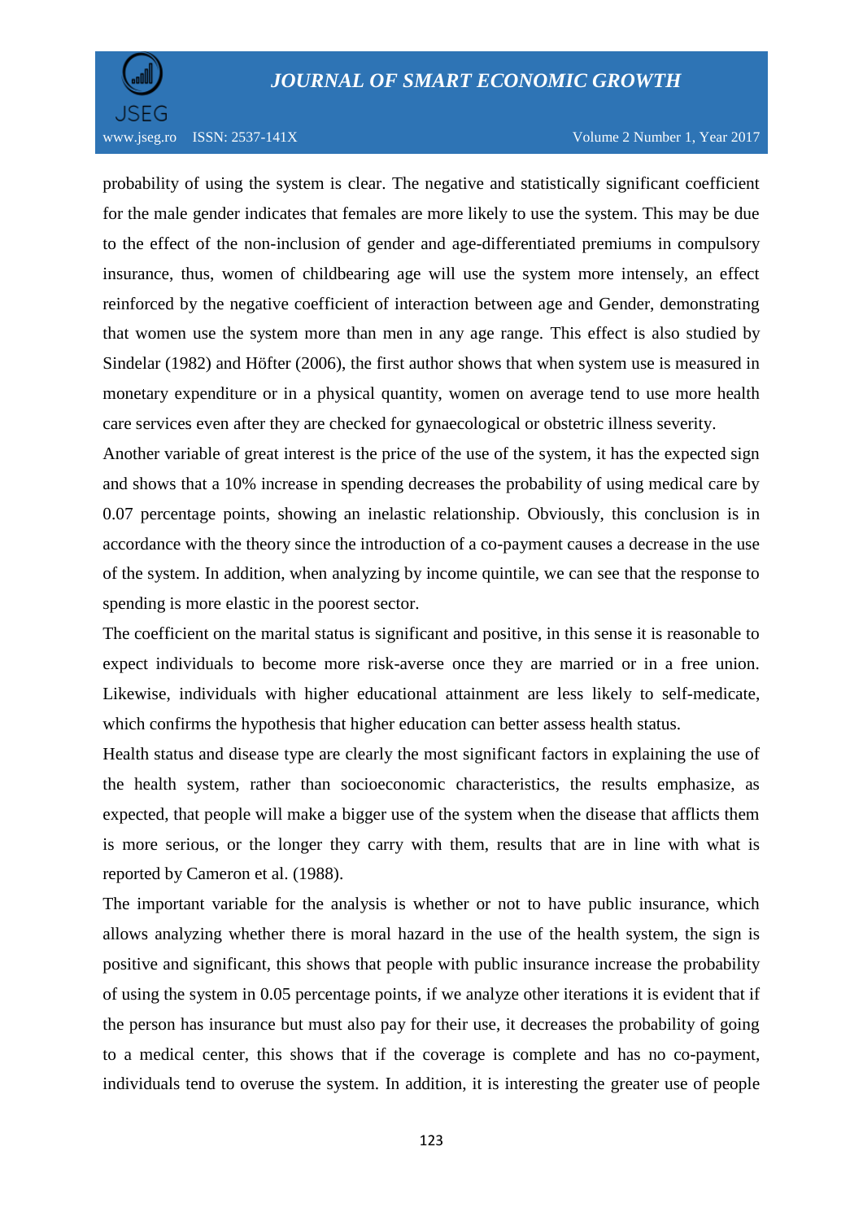probability of using the system is clear. The negative and statistically significant coefficient for the male gender indicates that females are more likely to use the system. This may be due to the effect of the non-inclusion of gender and age-differentiated premiums in compulsory insurance, thus, women of childbearing age will use the system more intensely, an effect reinforced by the negative coefficient of interaction between age and Gender, demonstrating that women use the system more than men in any age range. This effect is also studied by Sindelar (1982) and Höfter (2006), the first author shows that when system use is measured in monetary expenditure or in a physical quantity, women on average tend to use more health care services even after they are checked for gynaecological or obstetric illness severity.

Another variable of great interest is the price of the use of the system, it has the expected sign and shows that a 10% increase in spending decreases the probability of using medical care by 0.07 percentage points, showing an inelastic relationship. Obviously, this conclusion is in accordance with the theory since the introduction of a co-payment causes a decrease in the use of the system. In addition, when analyzing by income quintile, we can see that the response to spending is more elastic in the poorest sector.

The coefficient on the marital status is significant and positive, in this sense it is reasonable to expect individuals to become more risk-averse once they are married or in a free union. Likewise, individuals with higher educational attainment are less likely to self-medicate, which confirms the hypothesis that higher education can better assess health status.

Health status and disease type are clearly the most significant factors in explaining the use of the health system, rather than socioeconomic characteristics, the results emphasize, as expected, that people will make a bigger use of the system when the disease that afflicts them is more serious, or the longer they carry with them, results that are in line with what is reported by Cameron et al. (1988).

The important variable for the analysis is whether or not to have public insurance, which allows analyzing whether there is moral hazard in the use of the health system, the sign is positive and significant, this shows that people with public insurance increase the probability of using the system in 0.05 percentage points, if we analyze other iterations it is evident that if the person has insurance but must also pay for their use, it decreases the probability of going to a medical center, this shows that if the coverage is complete and has no co-payment, individuals tend to overuse the system. In addition, it is interesting the greater use of people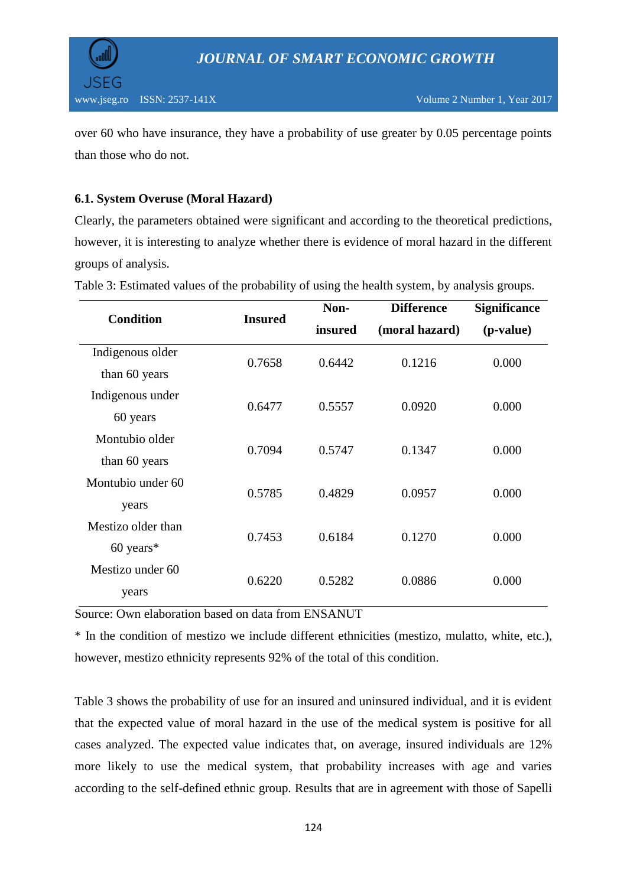over 60 who have insurance, they have a probability of use greater by 0.05 percentage points than those who do not.

### 6.1. System Overuse (Moral Hazard)

Clearly, the parameters obtained were significant and according to the theoretical predictions, however, it is interesting to analyze whether there is evidence of moral hazard in the different groups of analysis.

Table 3: Estimated values of the probability of using the health system, by analysis groups.

| Condition | Insured | Non-insured | Difference (moral hazard) | Significance (p-value) |
|---|---|---|---|---|
| Indigenous older than 60 years | 0.7658 | 0.6442 | 0.1216 | 0.000 |
| Indigenous under 60 years | 0.6477 | 0.5557 | 0.0920 | 0.000 |
| Montubio older than 60 years | 0.7094 | 0.5747 | 0.1347 | 0.000 |
| Montubio under 60 years | 0.5785 | 0.4829 | 0.0957 | 0.000 |
| Mestizo older than 60 years* | 0.7453 | 0.6184 | 0.1270 | 0.000 |
| Mestizo under 60 years | 0.6220 | 0.5282 | 0.0886 | 0.000 |

Source: Own elaboration based on data from ENSANUT

* In the condition of mestizo we include different ethnicities (mestizo, mulatto, white, etc.), however, mestizo ethnicity represents 92% of the total of this condition.

Table 3 shows the probability of use for an insured and uninsured individual, and it is evident that the expected value of moral hazard in the use of the medical system is positive for all cases analyzed. The expected value indicates that, on average, insured individuals are 12% more likely to use the medical system, that probability increases with age and varies according to the self-defined ethnic group. Results that are in agreement with those of Sapelli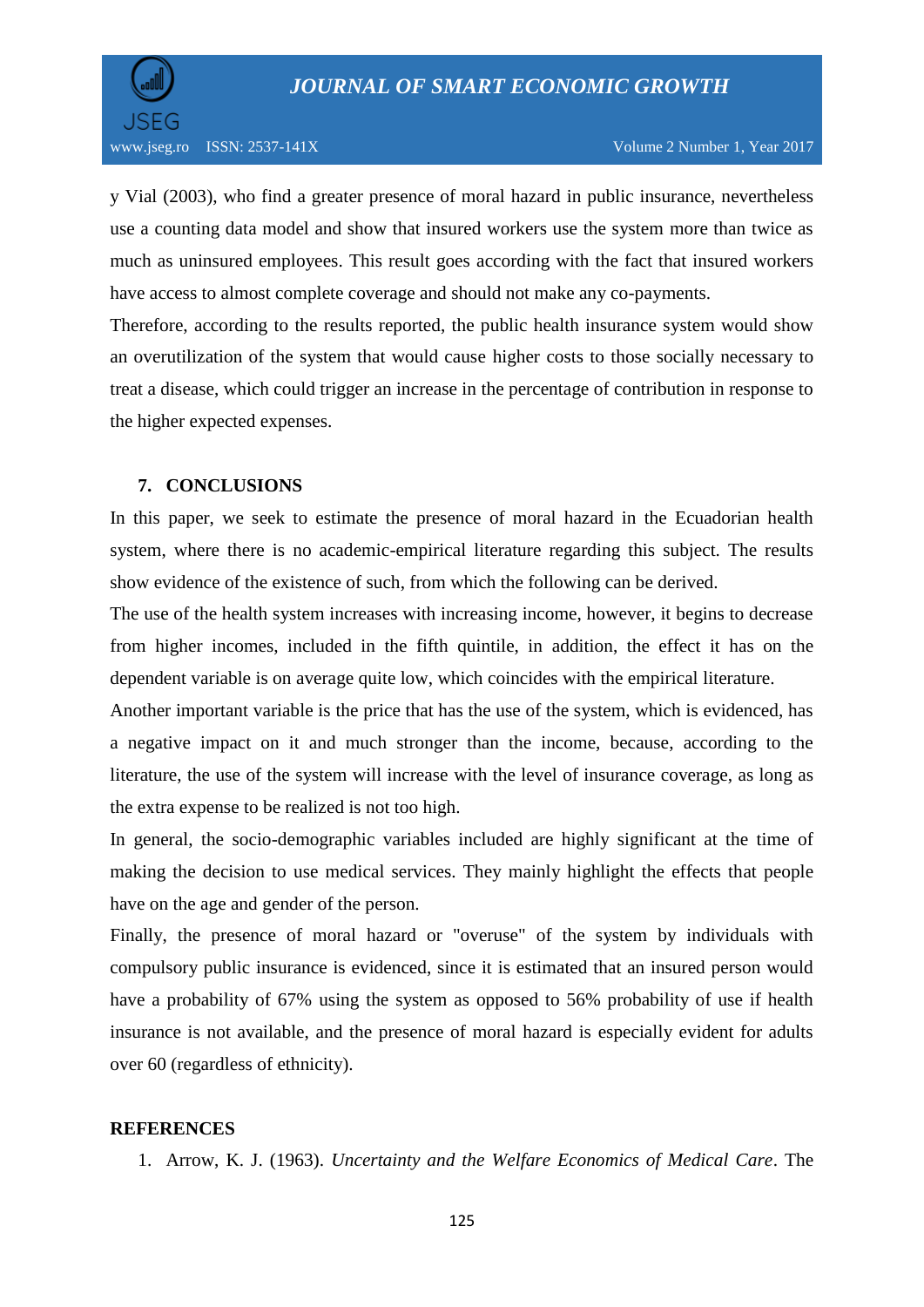y Vial (2003), who find a greater presence of moral hazard in public insurance, nevertheless use a counting data model and show that insured workers use the system more than twice as much as uninsured employees. This result goes according with the fact that insured workers have access to almost complete coverage and should not make any co-payments.

Therefore, according to the results reported, the public health insurance system would show an overutilization of the system that would cause higher costs to those socially necessary to treat a disease, which could trigger an increase in the percentage of contribution in response to the higher expected expenses.

## 7. CONCLUSIONS

In this paper, we seek to estimate the presence of moral hazard in the Ecuadorian health system, where there is no academic-empirical literature regarding this subject. The results show evidence of the existence of such, from which the following can be derived.

The use of the health system increases with increasing income, however, it begins to decrease from higher incomes, included in the fifth quintile, in addition, the effect it has on the dependent variable is on average quite low, which coincides with the empirical literature.

Another important variable is the price that has the use of the system, which is evidenced, has a negative impact on it and much stronger than the income, because, according to the literature, the use of the system will increase with the level of insurance coverage, as long as the extra expense to be realized is not too high.

In general, the socio-demographic variables included are highly significant at the time of making the decision to use medical services. They mainly highlight the effects that people have on the age and gender of the person.

Finally, the presence of moral hazard or "overuse" of the system by individuals with compulsory public insurance is evidenced, since it is estimated that an insured person would have a probability of 67% using the system as opposed to 56% probability of use if health insurance is not available, and the presence of moral hazard is especially evident for adults over 60 (regardless of ethnicity).

## REFERENCES

1. Arrow, K. J. (1963). *Uncertainty and the Welfare Economics of Medical Care*. The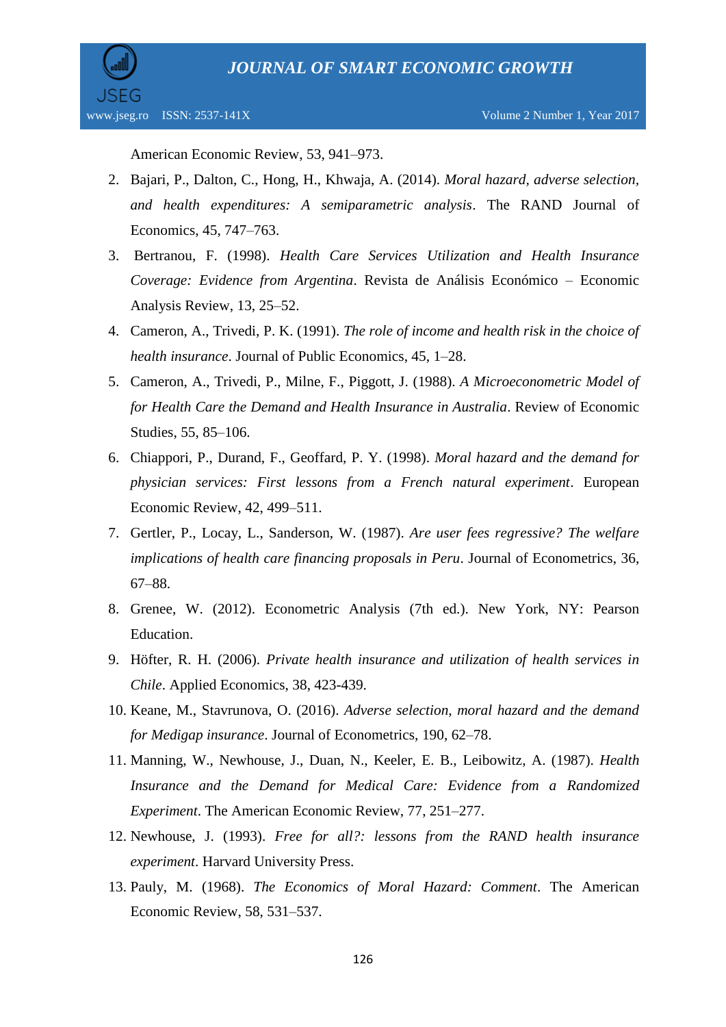American Economic Review, 53, 941–973.

2. Bajari, P., Dalton, C., Hong, H., Khwaja, A. (2014). *Moral hazard, adverse selection, and health expenditures: A semiparametric analysis*. The RAND Journal of Economics, 45, 747–763.
3. Bertranou, F. (1998). *Health Care Services Utilization and Health Insurance Coverage: Evidence from Argentina*. Revista de Análisis Económico – Economic Analysis Review, 13, 25–52.
4. Cameron, A., Trivedi, P. K. (1991). *The role of income and health risk in the choice of health insurance*. Journal of Public Economics, 45, 1–28.
5. Cameron, A., Trivedi, P., Milne, F., Piggott, J. (1988). *A Microeconometric Model of for Health Care the Demand and Health Insurance in Australia*. Review of Economic Studies, 55, 85–106.
6. Chiappori, P., Durand, F., Geoffard, P. Y. (1998). *Moral hazard and the demand for physician services: First lessons from a French natural experiment*. European Economic Review, 42, 499–511.
7. Gertler, P., Locay, L., Sanderson, W. (1987). *Are user fees regressive? The welfare implications of health care financing proposals in Peru*. Journal of Econometrics, 36, 67–88.
8. Grenee, W. (2012). Econometric Analysis (7th ed.). New York, NY: Pearson Education.
9. Höfter, R. H. (2006). *Private health insurance and utilization of health services in Chile*. Applied Economics, 38, 423-439.
10. Keane, M., Stavrunova, O. (2016). *Adverse selection, moral hazard and the demand for Medigap insurance*. Journal of Econometrics, 190, 62–78.
11. Manning, W., Newhouse, J., Duan, N., Keeler, E. B., Leibowitz, A. (1987). *Health Insurance and the Demand for Medical Care: Evidence from a Randomized Experiment*. The American Economic Review, 77, 251–277.
12. Newhouse, J. (1993). *Free for all?: lessons from the RAND health insurance experiment*. Harvard University Press.
13. Pauly, M. (1968). *The Economics of Moral Hazard: Comment*. The American Economic Review, 58, 531–537.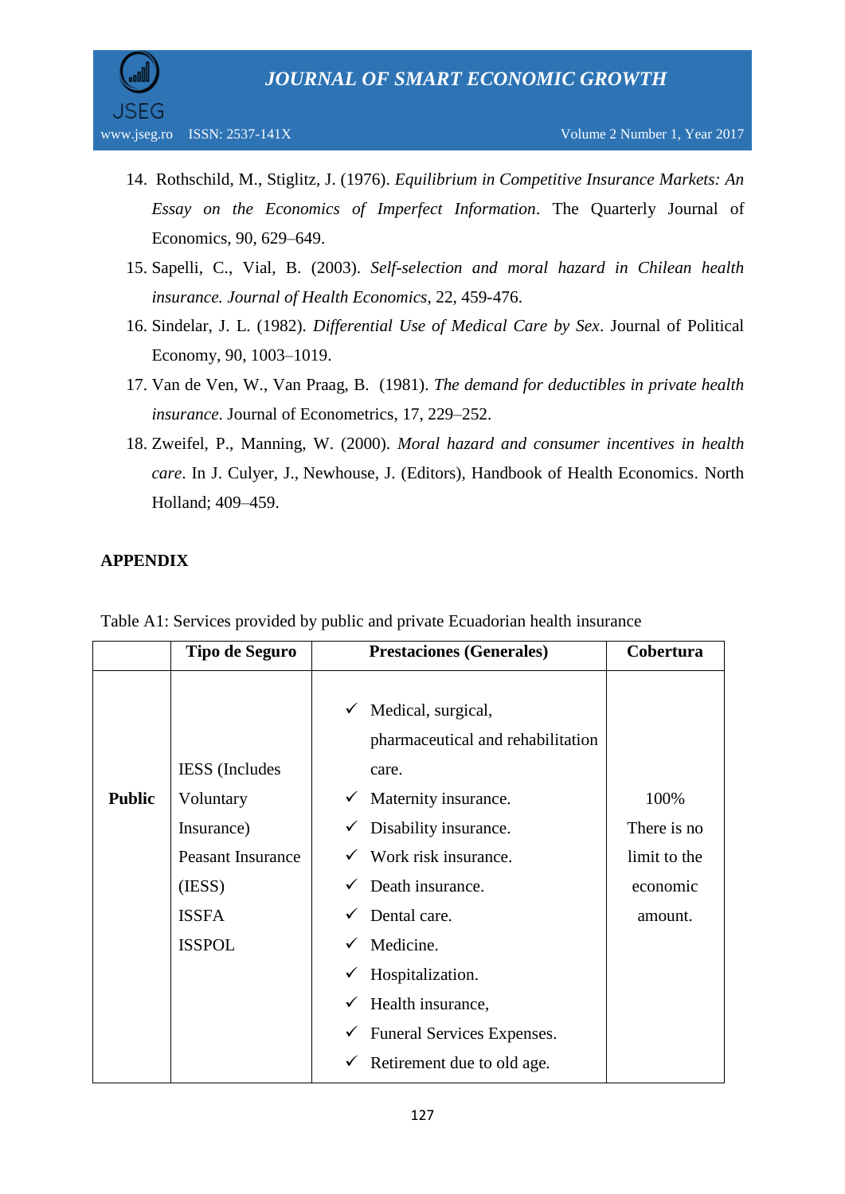14. Rothschild, M., Stiglitz, J. (1976). *Equilibrium in Competitive Insurance Markets: An Essay on the Economics of Imperfect Information*. The Quarterly Journal of Economics, 90, 629–649.
15. Sapelli, C., Vial, B. (2003). *Self-selection and moral hazard in Chilean health insurance. Journal of Health Economics*, 22, 459-476.
16. Sindelar, J. L. (1982). *Differential Use of Medical Care by Sex*. Journal of Political Economy, 90, 1003–1019.
17. Van de Ven, W., Van Praag, B. (1981). *The demand for deductibles in private health insurance*. Journal of Econometrics, 17, 229–252.
18. Zweifel, P., Manning, W. (2000). *Moral hazard and consumer incentives in health care*. In J. Culyer, J., Newhouse, J. (Editors), Handbook of Health Economics. North Holland; 409–459.

**APPENDIX**

Table A1: Services provided by public and private Ecuadorian health insurance

| | Tipo de Seguro | Prestaciones (Generales) | Cobertura |
|---|---|---|---|
| **Public** | IESS (Includes Voluntary Insurance) Peasant Insurance (IESS) ISSFA ISSPOL | ✓ Medical, surgical, pharmaceutical and rehabilitation care. ✓ Maternity insurance. ✓ Disability insurance. ✓ Work risk insurance. ✓ Death insurance. ✓ Dental care. ✓ Medicine. ✓ Hospitalization. ✓ Health insurance, ✓ Funeral Services Expenses. ✓ Retirement due to old age. | 100% There is no limit to the economic amount. |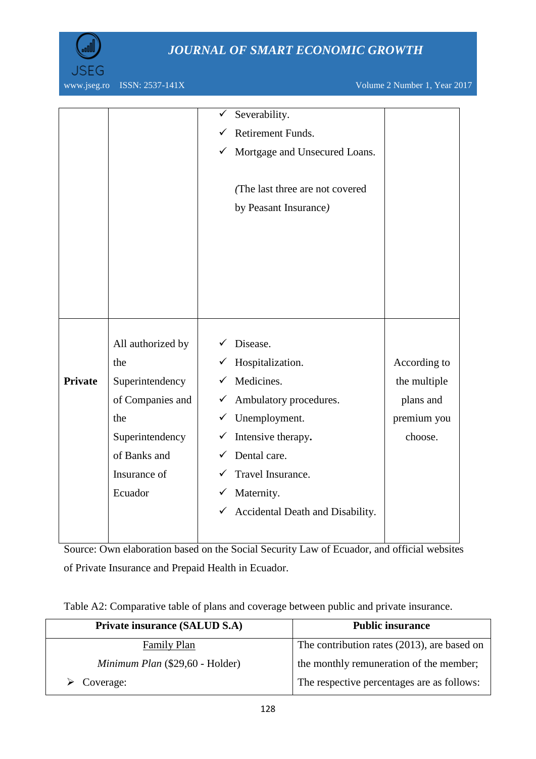| | | | |
|---|---|---|---|
| | | ✓ Severability.<br>✓ Retirement Funds.<br>✓ Mortgage and Unsecured Loans.<br><br>*(*The last three are not covered by Peasant Insurance*)* | |
| **Private** | All authorized by the Superintendency of Companies and the Superintendency of Banks and Insurance of Ecuador | ✓ Disease.<br>✓ Hospitalization.<br>✓ Medicines.<br>✓ Ambulatory procedures.<br>✓ Unemployment.<br>✓ Intensive therapy**.**<br>✓ Dental care.<br>✓ Travel Insurance.<br>✓ Maternity.<br>✓ Accidental Death and Disability. | According to the multiple plans and premium you choose. |

Source: Own elaboration based on the Social Security Law of Ecuador, and official websites of Private Insurance and Prepaid Health in Ecuador.

Table A2: Comparative table of plans and coverage between public and private insurance.

| **Private insurance (SALUD S.A)** | **Public insurance** |
|---|---|
| <u>Family Plan</u><br>*Minimum Plan* ($29,60 - Holder)<br>➢ Coverage: | The contribution rates (2013), are based on the monthly remuneration of the member; The respective percentages are as follows: |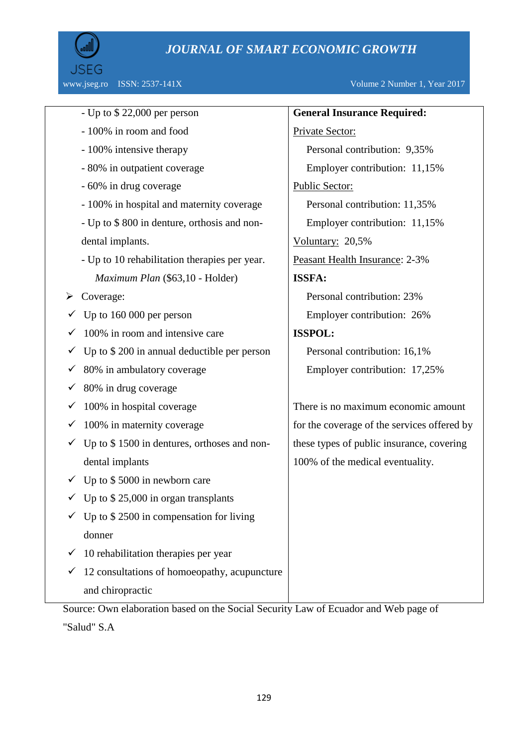| - Up to $ 22,000 per person<br>- 100% in room and food<br>- 100% intensive therapy<br>- 80% in outpatient coverage<br>- 60% in drug coverage<br>- 100% in hospital and maternity coverage<br>- Up to $ 800 in denture, orthosis and non-dental implants.<br>- Up to 10 rehabilitation therapies per year.<br>*Maximum Plan* ($63,10 - Holder)<br>➢ Coverage:<br>✓ Up to 160 000 per person<br>✓ 100% in room and intensive care<br>✓ Up to $ 200 in annual deductible per person<br>✓ 80% in ambulatory coverage<br>✓ 80% in drug coverage<br>✓ 100% in hospital coverage<br>✓ 100% in maternity coverage<br>✓ Up to $ 1500 in dentures, orthoses and non-dental implants<br>✓ Up to $ 5000 in newborn care<br>✓ Up to $ 25,000 in organ transplants<br>✓ Up to $ 2500 in compensation for living donner<br>✓ 10 rehabilitation therapies per year<br>✓ 12 consultations of homoeopathy, acupuncture and chiropractic | **General Insurance Required:**<br>Private Sector:<br>Personal contribution: 9,35%<br>Employer contribution: 11,15%<br>Public Sector:<br>Personal contribution: 11,35%<br>Employer contribution: 11,15%<br>Voluntary: 20,5%<br>Peasant Health Insurance: 2-3%<br>**ISSFA:**<br>Personal contribution: 23%<br>Employer contribution: 26%<br>**ISSPOL:**<br>Personal contribution: 16,1%<br>Employer contribution: 17,25%<br><br>There is no maximum economic amount for the coverage of the services offered by these types of public insurance, covering 100% of the medical eventuality. |
|---|---|

Source: Own elaboration based on the Social Security Law of Ecuador and Web page of "Salud" S.A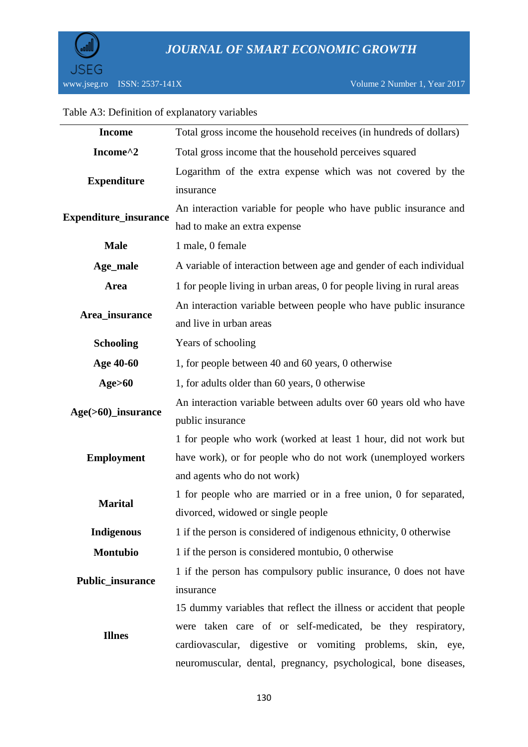Table A3: Definition of explanatory variables

| | |
|---|---|
| **Income** | Total gross income the household receives (in hundreds of dollars) |
| **Income^2** | Total gross income that the household perceives squared |
| **Expenditure** | Logarithm of the extra expense which was not covered by the insurance |
| **Expenditure_insurance** | An interaction variable for people who have public insurance and had to make an extra expense |
| **Male** | 1 male, 0 female |
| **Age_male** | A variable of interaction between age and gender of each individual |
| **Area** | 1 for people living in urban areas, 0 for people living in rural areas |
| **Area_insurance** | An interaction variable between people who have public insurance and live in urban areas |
| **Schooling** | Years of schooling |
| **Age 40-60** | 1, for people between 40 and 60 years, 0 otherwise |
| **Age>60** | 1, for adults older than 60 years, 0 otherwise |
| **Age(>60)_insurance** | An interaction variable between adults over 60 years old who have public insurance |
| **Employment** | 1 for people who work (worked at least 1 hour, did not work but have work), or for people who do not work (unemployed workers and agents who do not work) |
| **Marital** | 1 for people who are married or in a free union, 0 for separated, divorced, widowed or single people |
| **Indigenous** | 1 if the person is considered of indigenous ethnicity, 0 otherwise |
| **Montubio** | 1 if the person is considered montubio, 0 otherwise |
| **Public_insurance** | 1 if the person has compulsory public insurance, 0 does not have insurance |
| **Illnes** | 15 dummy variables that reflect the illness or accident that people were taken care of or self-medicated, be they respiratory, cardiovascular, digestive or vomiting problems, skin, eye, neuromuscular, dental, pregnancy, psychological, bone diseases, |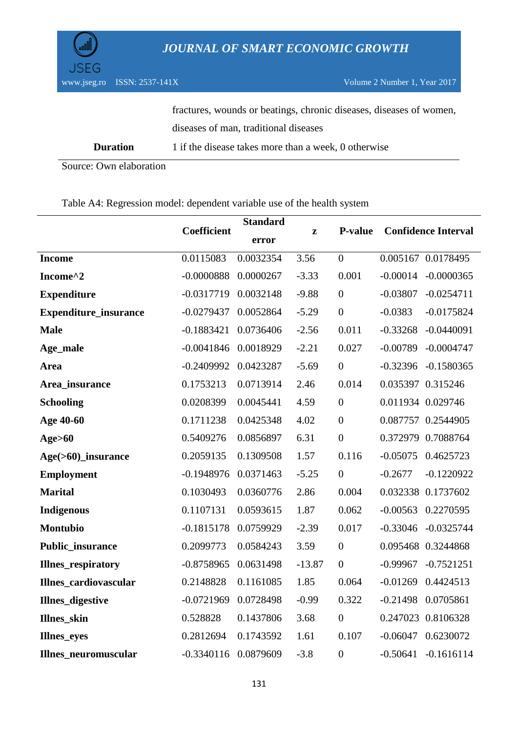| | |
|---|---|
| | fractures, wounds or beatings, chronic diseases, diseases of women, diseases of man, traditional diseases |
| **Duration** | 1 if the disease takes more than a week, 0 otherwise |

Source: Own elaboration

Table A4: Regression model: dependent variable use of the health system

| | Coefficient | Standard error | z | P-value | Confidence Interval | |
|---|---|---|---|---|---|---|
| **Income** | 0.0115083 | 0.0032354 | 3.56 | 0 | 0.005167 | 0.0178495 |
| **Income^2** | -0.0000888 | 0.0000267 | -3.33 | 0.001 | -0.00014 | -0.0000365 |
| **Expenditure** | -0.0317719 | 0.0032148 | -9.88 | 0 | -0.03807 | -0.0254711 |
| **Expenditure_insurance** | -0.0279437 | 0.0052864 | -5.29 | 0 | -0.0383 | -0.0175824 |
| **Male** | -0.1883421 | 0.0736406 | -2.56 | 0.011 | -0.33268 | -0.0440091 |
| **Age_male** | -0.0041846 | 0.0018929 | -2.21 | 0.027 | -0.00789 | -0.0004747 |
| **Area** | -0.2409992 | 0.0423287 | -5.69 | 0 | -0.32396 | -0.1580365 |
| **Area_insurance** | 0.1753213 | 0.0713914 | 2.46 | 0.014 | 0.035397 | 0.315246 |
| **Schooling** | 0.0208399 | 0.0045441 | 4.59 | 0 | 0.011934 | 0.029746 |
| **Age 40-60** | 0.1711238 | 0.0425348 | 4.02 | 0 | 0.087757 | 0.2544905 |
| **Age>60** | 0.5409276 | 0.0856897 | 6.31 | 0 | 0.372979 | 0.7088764 |
| **Age(>60)_insurance** | 0.2059135 | 0.1309508 | 1.57 | 0.116 | -0.05075 | 0.4625723 |
| **Employment** | -0.1948976 | 0.0371463 | -5.25 | 0 | -0.2677 | -0.1220922 |
| **Marital** | 0.1030493 | 0.0360776 | 2.86 | 0.004 | 0.032338 | 0.1737602 |
| **Indigenous** | 0.1107131 | 0.0593615 | 1.87 | 0.062 | -0.00563 | 0.2270595 |
| **Montubio** | -0.1815178 | 0.0759929 | -2.39 | 0.017 | -0.33046 | -0.0325744 |
| **Public_insurance** | 0.2099773 | 0.0584243 | 3.59 | 0 | 0.095468 | 0.3244868 |
| **Illnes_respiratory** | -0.8758965 | 0.0631498 | -13.87 | 0 | -0.99967 | -0.7521251 |
| **Illnes_cardiovascular** | 0.2148828 | 0.1161085 | 1.85 | 0.064 | -0.01269 | 0.4424513 |
| **Illnes_digestive** | -0.0721969 | 0.0728498 | -0.99 | 0.322 | -0.21498 | 0.0705861 |
| **Illnes_skin** | 0.528828 | 0.1437806 | 3.68 | 0 | 0.247023 | 0.8106328 |
| **Illnes_eyes** | 0.2812694 | 0.1743592 | 1.61 | 0.107 | -0.06047 | 0.6230072 |
| **Illnes_neuromuscular** | -0.3340116 | 0.0879609 | -3.8 | 0 | -0.50641 | -0.1616114 |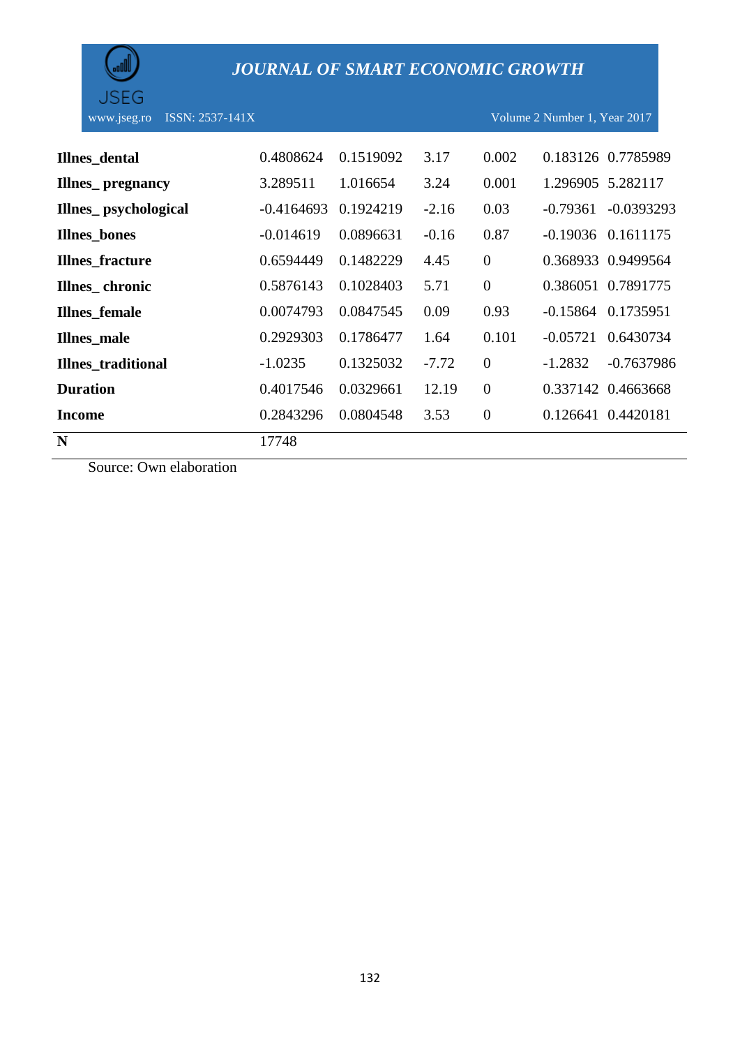| | | | | | | |
|---|---|---|---|---|---|---|
| **Illnes_dental** | 0.4808624 | 0.1519092 | 3.17 | 0.002 | 0.183126 | 0.7785989 |
| **Illnes_ pregnancy** | 3.289511 | 1.016654 | 3.24 | 0.001 | 1.296905 | 5.282117 |
| **Illnes_ psychological** | -0.4164693 | 0.1924219 | -2.16 | 0.03 | -0.79361 | -0.0393293 |
| **Illnes_bones** | -0.014619 | 0.0896631 | -0.16 | 0.87 | -0.19036 | 0.1611175 |
| **Illnes_fracture** | 0.6594449 | 0.1482229 | 4.45 | 0 | 0.368933 | 0.9499564 |
| **Illnes_ chronic** | 0.5876143 | 0.1028403 | 5.71 | 0 | 0.386051 | 0.7891775 |
| **Illnes_female** | 0.0074793 | 0.0847545 | 0.09 | 0.93 | -0.15864 | 0.1735951 |
| **Illnes_male** | 0.2929303 | 0.1786477 | 1.64 | 0.101 | -0.05721 | 0.6430734 |
| **Illnes_traditional** | -1.0235 | 0.1325032 | -7.72 | 0 | -1.2832 | -0.7637986 |
| **Duration** | 0.4017546 | 0.0329661 | 12.19 | 0 | 0.337142 | 0.4663668 |
| **Income** | 0.2843296 | 0.0804548 | 3.53 | 0 | 0.126641 | 0.4420181 |
| **N** | 17748 | | | | | |

Source: Own elaboration